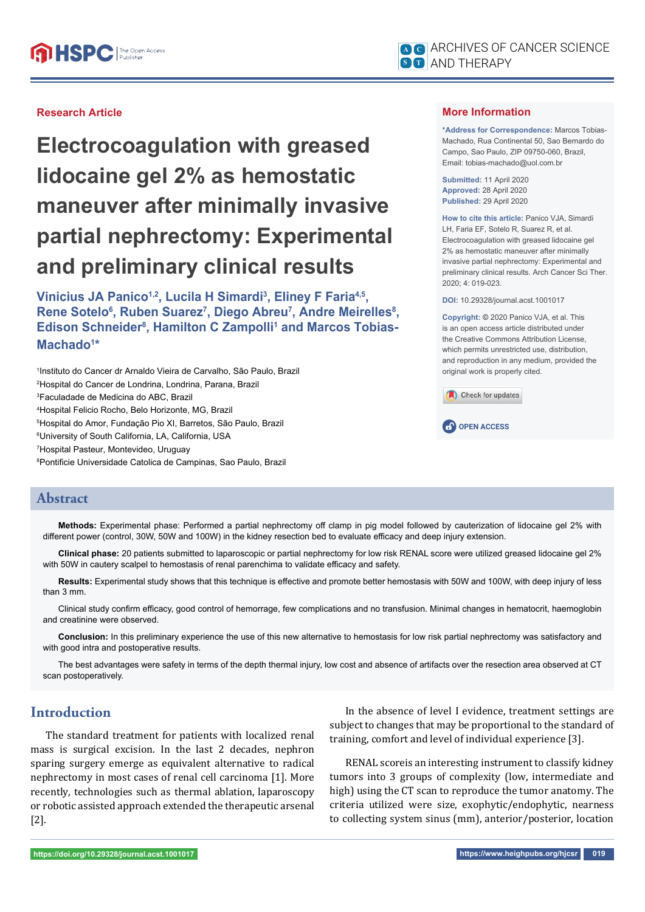Research Article

# Electrocoagulation with greased lidocaine gel 2% as hemostatic maneuver after minimally invasive partial nephrectomy: Experimental and preliminary clinical results

**Vinicius JA Panico[1,2], Lucila H Simardi[3], Eliney F Faria[4,5], Rene Sotelo[6], Ruben Suarez[7], Diego Abreu[7], Andre Meirelles[8], Edison Schneider[8], Hamilton C Zampolli[1] and Marcos Tobias-Machado[1]***

[1]Instituto do Cancer dr Arnaldo Vieira de Carvalho, São Paulo, Brazil
[2]Hospital do Cancer de Londrina, Londrina, Parana, Brazil
[3]Faculdade de Medicina do ABC, Brazil
[4]Hospital Felicio Rocho, Belo Horizonte, MG, Brazil
[5]Hospital do Amor, Fundação Pio XI, Barretos, São Paulo, Brazil
[6]University of South California, LA, California, USA
[7]Hospital Pasteur, Montevideo, Uruguay
[8]Pontificie Universidade Catolica de Campinas, Sao Paulo, Brazil

## More Information

***Address for Correspondence:** Marcos Tobias-Machado, Rua Continental 50, Sao Bernardo do Campo, Sao Paulo, ZIP 09750-060, Brazil, Email: tobias-machado@uol.com.br

**Submitted:** 11 April 2020
**Approved:** 28 April 2020
**Published:** 29 April 2020

**How to cite this article:** Panico VJA, Simardi LH, Faria EF, Sotelo R, Suarez R, et al. Electrocoagulation with greased lidocaine gel 2% as hemostatic maneuver after minimally invasive partial nephrectomy: Experimental and preliminary clinical results. Arch Cancer Sci Ther. 2020; 4: 019-023.

**DOI:** 10.29328/journal.acst.1001017

**Copyright:** © 2020 Panico VJA, et al. This is an open access article distributed under the Creative Commons Attribution License, which permits unrestricted use, distribution, and reproduction in any medium, provided the original work is properly cited.

## Abstract

**Methods:** Experimental phase: Performed a partial nephrectomy off clamp in pig model followed by cauterization of lidocaine gel 2% with different power (control, 30W, 50W and 100W) in the kidney resection bed to evaluate efficacy and deep injury extension.

**Clinical phase:** 20 patients submitted to laparoscopic or partial nephrectomy for low risk RENAL score were utilized greased lidocaine gel 2% with 50W in cautery scalpel to hemostasis of renal parenchima to validate efficacy and safety.

**Results:** Experimental study shows that this technique is effective and promote better hemostasis with 50W and 100W, with deep injury of less than 3 mm.

Clinical study confirm efficacy, good control of hemorrage, few complications and no transfusion. Minimal changes in hematocrit, haemoglobin and creatinine were observed.

**Conclusion:** In this preliminary experience the use of this new alternative to hemostasis for low risk partial nephrectomy was satisfactory and with good intra and postoperative results.

The best advantages were safety in terms of the depth thermal injury, low cost and absence of artifacts over the resection area observed at CT scan postoperatively.

## Introduction

The standard treatment for patients with localized renal mass is surgical excision. In the last 2 decades, nephron sparing surgery emerge as equivalent alternative to radical nephrectomy in most cases of renal cell carcinoma [1]. More recently, technologies such as thermal ablation, laparoscopy or robotic assisted approach extended the therapeutic arsenal [2].

In the absence of level I evidence, treatment settings are subject to changes that may be proportional to the standard of training, comfort and level of individual experience [3].

RENAL scoreis an interesting instrument to classify kidney tumors into 3 groups of complexity (low, intermediate and high) using the CT scan to reproduce the tumor anatomy. The criteria utilized were size, exophytic/endophytic, nearness to collecting system sinus (mm), anterior/posterior, location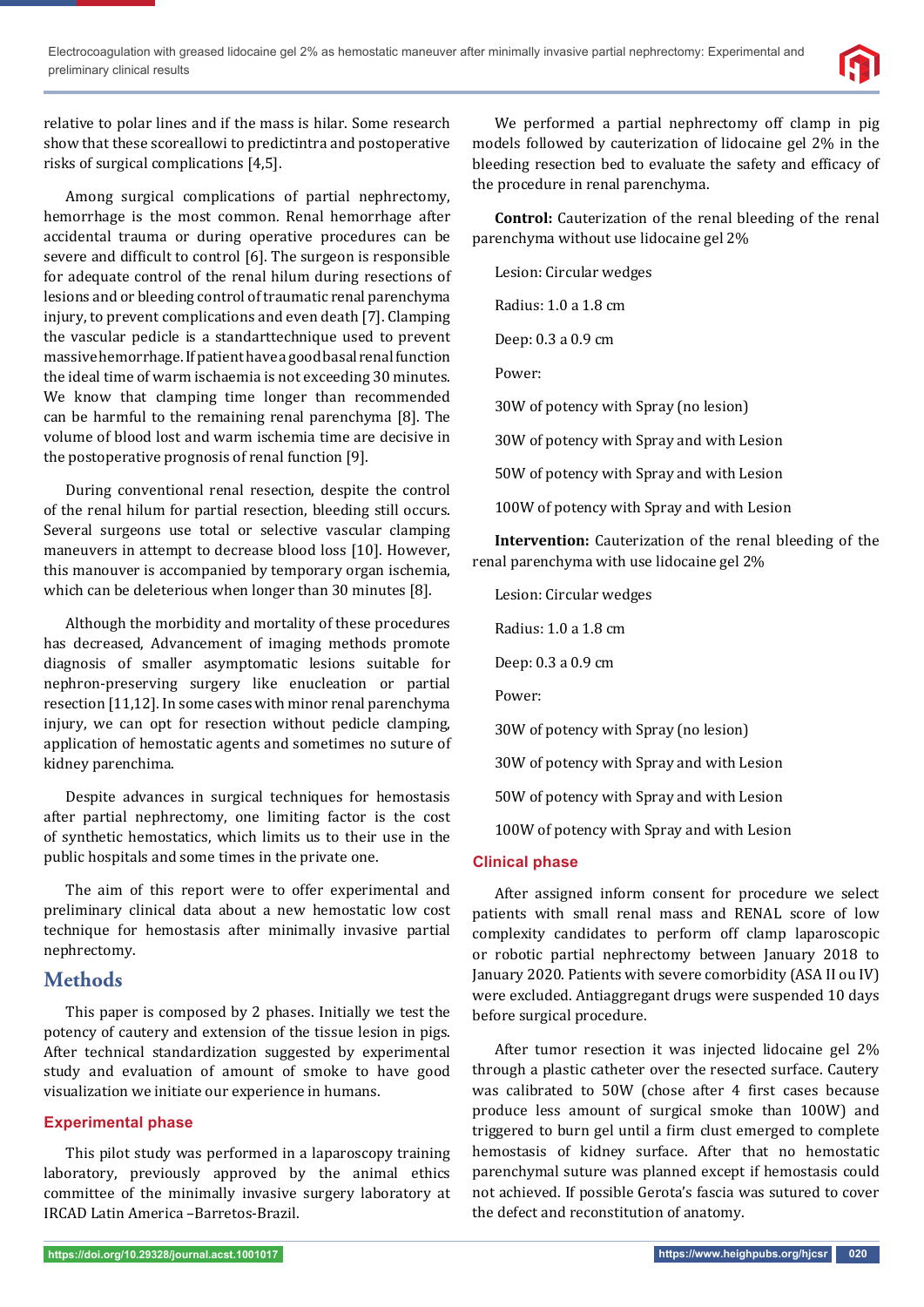relative to polar lines and if the mass is hilar. Some research show that these scoreallowi to predictintra and postoperative risks of surgical complications [4,5].

Among surgical complications of partial nephrectomy, hemorrhage is the most common. Renal hemorrhage after accidental trauma or during operative procedures can be severe and difficult to control [6]. The surgeon is responsible for adequate control of the renal hilum during resections of lesions and or bleeding control of traumatic renal parenchyma injury, to prevent complications and even death [7]. Clamping the vascular pedicle is a standarttechnique used to prevent massive hemorrhage. If patient have a good basal renal function the ideal time of warm ischaemia is not exceeding 30 minutes. We know that clamping time longer than recommended can be harmful to the remaining renal parenchyma [8]. The volume of blood lost and warm ischemia time are decisive in the postoperative prognosis of renal function [9].

During conventional renal resection, despite the control of the renal hilum for partial resection, bleeding still occurs. Several surgeons use total or selective vascular clamping maneuvers in attempt to decrease blood loss [10]. However, this manouver is accompanied by temporary organ ischemia, which can be deleterious when longer than 30 minutes [8].

Although the morbidity and mortality of these procedures has decreased, Advancement of imaging methods promote diagnosis of smaller asymptomatic lesions suitable for nephron-preserving surgery like enucleation or partial resection [11,12]. In some cases with minor renal parenchyma injury, we can opt for resection without pedicle clamping, application of hemostatic agents and sometimes no suture of kidney parenchima.

Despite advances in surgical techniques for hemostasis after partial nephrectomy, one limiting factor is the cost of synthetic hemostatics, which limits us to their use in the public hospitals and some times in the private one.

The aim of this report were to offer experimental and preliminary clinical data about a new hemostatic low cost technique for hemostasis after minimally invasive partial nephrectomy.

## Methods

This paper is composed by 2 phases. Initially we test the potency of cautery and extension of the tissue lesion in pigs. After technical standardization suggested by experimental study and evaluation of amount of smoke to have good visualization we initiate our experience in humans.

### Experimental phase

This pilot study was performed in a laparoscopy training laboratory, previously approved by the animal ethics committee of the minimally invasive surgery laboratory at IRCAD Latin America –Barretos-Brazil.

We performed a partial nephrectomy off clamp in pig models followed by cauterization of lidocaine gel 2% in the bleeding resection bed to evaluate the safety and efficacy of the procedure in renal parenchyma.

**Control:** Cauterization of the renal bleeding of the renal parenchyma without use lidocaine gel 2%

Lesion: Circular wedges

Radius: 1.0 a 1.8 cm

Deep: 0.3 a 0.9 cm

Power:

30W of potency with Spray (no lesion)

30W of potency with Spray and with Lesion

50W of potency with Spray and with Lesion

100W of potency with Spray and with Lesion

**Intervention:** Cauterization of the renal bleeding of the renal parenchyma with use lidocaine gel 2%

Lesion: Circular wedges

Radius: 1.0 a 1.8 cm

Deep: 0.3 a 0.9 cm

Power:

30W of potency with Spray (no lesion)

30W of potency with Spray and with Lesion

50W of potency with Spray and with Lesion

100W of potency with Spray and with Lesion

### Clinical phase

After assigned inform consent for procedure we select patients with small renal mass and RENAL score of low complexity candidates to perform off clamp laparoscopic or robotic partial nephrectomy between January 2018 to January 2020. Patients with severe comorbidity (ASA II ou IV) were excluded. Antiaggregant drugs were suspended 10 days before surgical procedure.

After tumor resection it was injected lidocaine gel 2% through a plastic catheter over the resected surface. Cautery was calibrated to 50W (chose after 4 first cases because produce less amount of surgical smoke than 100W) and triggered to burn gel until a firm clust emerged to complete hemostasis of kidney surface. After that no hemostatic parenchymal suture was planned except if hemostasis could not achieved. If possible Gerota's fascia was sutured to cover the defect and reconstitution of anatomy.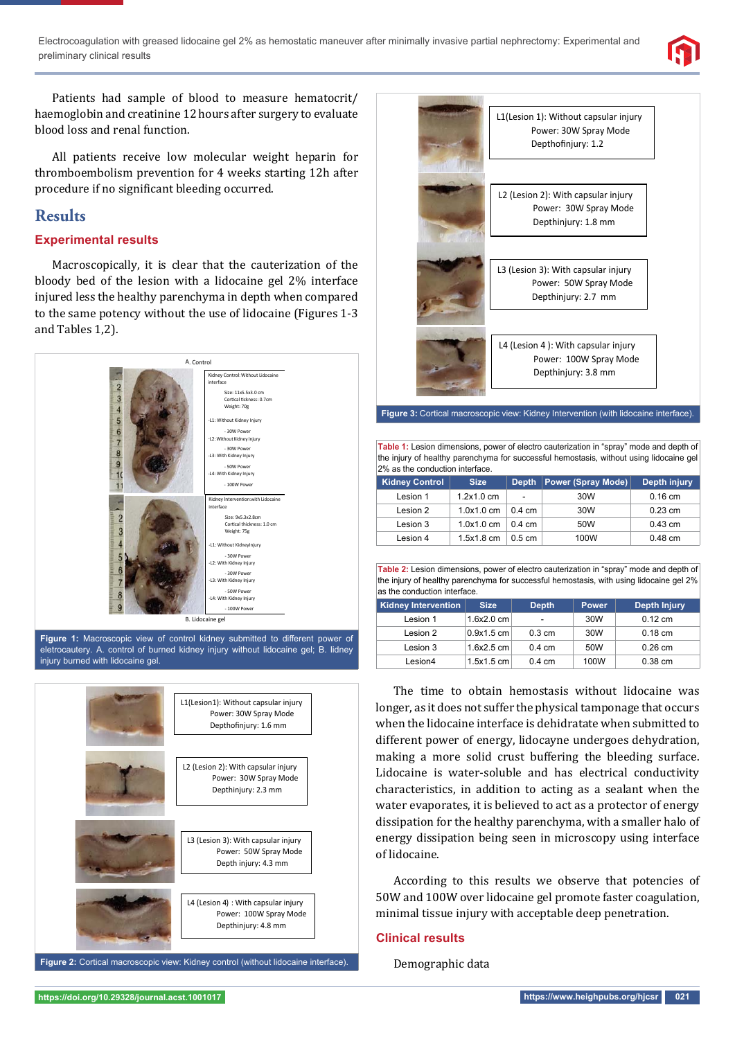Patients had sample of blood to measure hematocrit/haemoglobin and creatinine 12 hours after surgery to evaluate blood loss and renal function.

All patients receive low molecular weight heparin for thromboembolism prevention for 4 weeks starting 12h after procedure if no significant bleeding occurred.

## Results

### Experimental results

Macroscopically, it is clear that the cauterization of the bloody bed of the lesion with a lidocaine gel 2% interface injured less the healthy parenchyma in depth when compared to the same potency without the use of lidocaine (Figures 1-3 and Tables 1,2).

**Figure 1:** Macroscopic view of control kidney submitted to different power of eletrocautery. A. control of burned kidney injury without lidocaine gel; B. lidney injury burned with lidocaine gel.

**Figure 2:** Cortical macroscopic view: Kidney control (without lidocaine interface).

**Figure 3:** Cortical macroscopic view: Kidney Intervention (with lidocaine interface).

**Table 1:** Lesion dimensions, power of electro cauterization in "spray" mode and depth of the injury of healthy parenchyma for successful hemostasis, without using lidocaine gel 2% as the conduction interface.

| Kidney Control | Size | Depth | Power (Spray Mode) | Depth injury |
|---|---|---|---|---|
| Lesion 1 | 1.2x1.0 cm | - | 30W | 0.16 cm |
| Lesion 2 | 1.0x1.0 cm | 0.4 cm | 30W | 0.23 cm |
| Lesion 3 | 1.0x1.0 cm | 0.4 cm | 50W | 0.43 cm |
| Lesion 4 | 1.5x1.8 cm | 0.5 cm | 100W | 0.48 cm |

**Table 2:** Lesion dimensions, power of electro cauterization in "spray" mode and depth of the injury of healthy parenchyma for successful hemostasis, with using lidocaine gel 2% as the conduction interface.

| Kidney Intervention | Size | Depth | Power | Depth Injury |
|---|---|---|---|---|
| Lesion 1 | 1.6x2.0 cm | - | 30W | 0.12 cm |
| Lesion 2 | 0.9x1.5 cm | 0.3 cm | 30W | 0.18 cm |
| Lesion 3 | 1.6x2.5 cm | 0.4 cm | 50W | 0.26 cm |
| Lesion4 | 1.5x1.5 cm | 0.4 cm | 100W | 0.38 cm |

The time to obtain hemostasis without lidocaine was longer, as it does not suffer the physical tamponage that occurs when the lidocaine interface is dehidratate when submitted to different power of energy, lidocayne undergoes dehydration, making a more solid crust buffering the bleeding surface. Lidocaine is water-soluble and has electrical conductivity characteristics, in addition to acting as a sealant when the water evaporates, it is believed to act as a protector of energy dissipation for the healthy parenchyma, with a smaller halo of energy dissipation being seen in microscopy using interface of lidocaine.

According to this results we observe that potencies of 50W and 100W over lidocaine gel promote faster coagulation, minimal tissue injury with acceptable deep penetration.

### Clinical results

Demographic data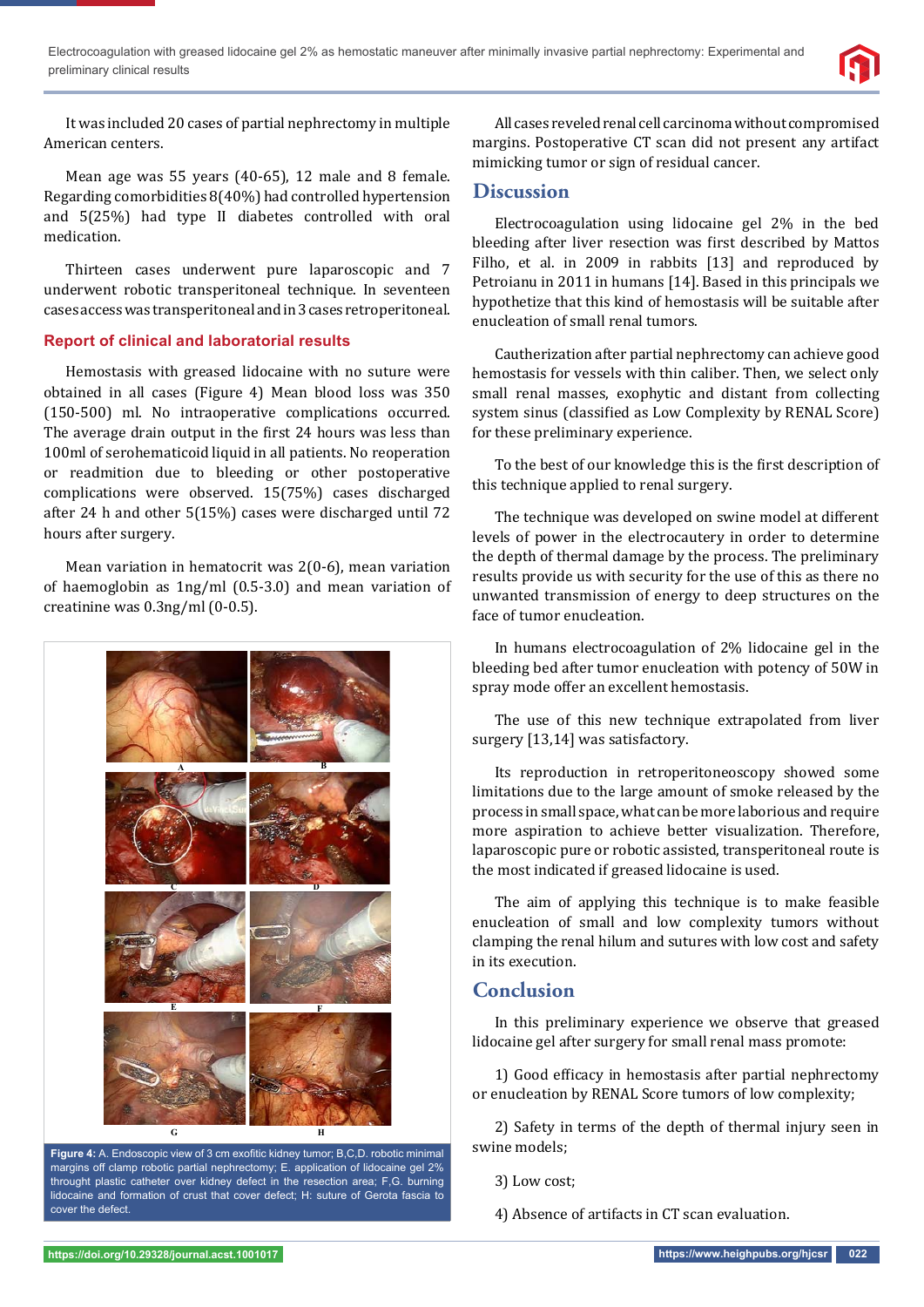It was included 20 cases of partial nephrectomy in multiple American centers.

Mean age was 55 years (40-65), 12 male and 8 female. Regarding comorbidities 8(40%) had controlled hypertension and 5(25%) had type II diabetes controlled with oral medication.

Thirteen cases underwent pure laparoscopic and 7 underwent robotic transperitoneal technique. In seventeen cases access was transperitoneal and in 3 cases retroperitoneal.

### Report of clinical and laboratorial results

Hemostasis with greased lidocaine with no suture were obtained in all cases (Figure 4) Mean blood loss was 350 (150-500) ml. No intraoperative complications occurred. The average drain output in the first 24 hours was less than 100ml of serohematicoid liquid in all patients. No reoperation or readmition due to bleeding or other postoperative complications were observed. 15(75%) cases discharged after 24 h and other 5(15%) cases were discharged until 72 hours after surgery.

Mean variation in hematocrit was 2(0-6), mean variation of haemoglobin as 1ng/ml (0.5-3.0) and mean variation of creatinine was 0.3ng/ml (0-0.5).

**Figure 4:** A. Endoscopic view of 3 cm exofitic kidney tumor; B,C,D. robotic minimal margins off clamp robotic partial nephrectomy; E. application of lidocaine gel 2% throught plastic catheter over kidney defect in the resection area; F,G. burning lidocaine and formation of crust that cover defect; H: suture of Gerota fascia to cover the defect.

All cases reveled renal cell carcinoma without compromised margins. Postoperative CT scan did not present any artifact mimicking tumor or sign of residual cancer.

## Discussion

Electrocoagulation using lidocaine gel 2% in the bed bleeding after liver resection was first described by Mattos Filho, et al. in 2009 in rabbits [13] and reproduced by Petroianu in 2011 in humans [14]. Based in this principals we hypothetize that this kind of hemostasis will be suitable after enucleation of small renal tumors.

Cautherization after partial nephrectomy can achieve good hemostasis for vessels with thin caliber. Then, we select only small renal masses, exophytic and distant from collecting system sinus (classified as Low Complexity by RENAL Score) for these preliminary experience.

To the best of our knowledge this is the first description of this technique applied to renal surgery.

The technique was developed on swine model at different levels of power in the electrocautery in order to determine the depth of thermal damage by the process. The preliminary results provide us with security for the use of this as there no unwanted transmission of energy to deep structures on the face of tumor enucleation.

In humans electrocoagulation of 2% lidocaine gel in the bleeding bed after tumor enucleation with potency of 50W in spray mode offer an excellent hemostasis.

The use of this new technique extrapolated from liver surgery [13,14] was satisfactory.

Its reproduction in retroperitoneoscopy showed some limitations due to the large amount of smoke released by the process in small space, what can be more laborious and require more aspiration to achieve better visualization. Therefore, laparoscopic pure or robotic assisted, transperitoneal route is the most indicated if greased lidocaine is used.

The aim of applying this technique is to make feasible enucleation of small and low complexity tumors without clamping the renal hilum and sutures with low cost and safety in its execution.

## Conclusion

In this preliminary experience we observe that greased lidocaine gel after surgery for small renal mass promote:

1) Good efficacy in hemostasis after partial nephrectomy or enucleation by RENAL Score tumors of low complexity;

2) Safety in terms of the depth of thermal injury seen in swine models;

3) Low cost;

4) Absence of artifacts in CT scan evaluation.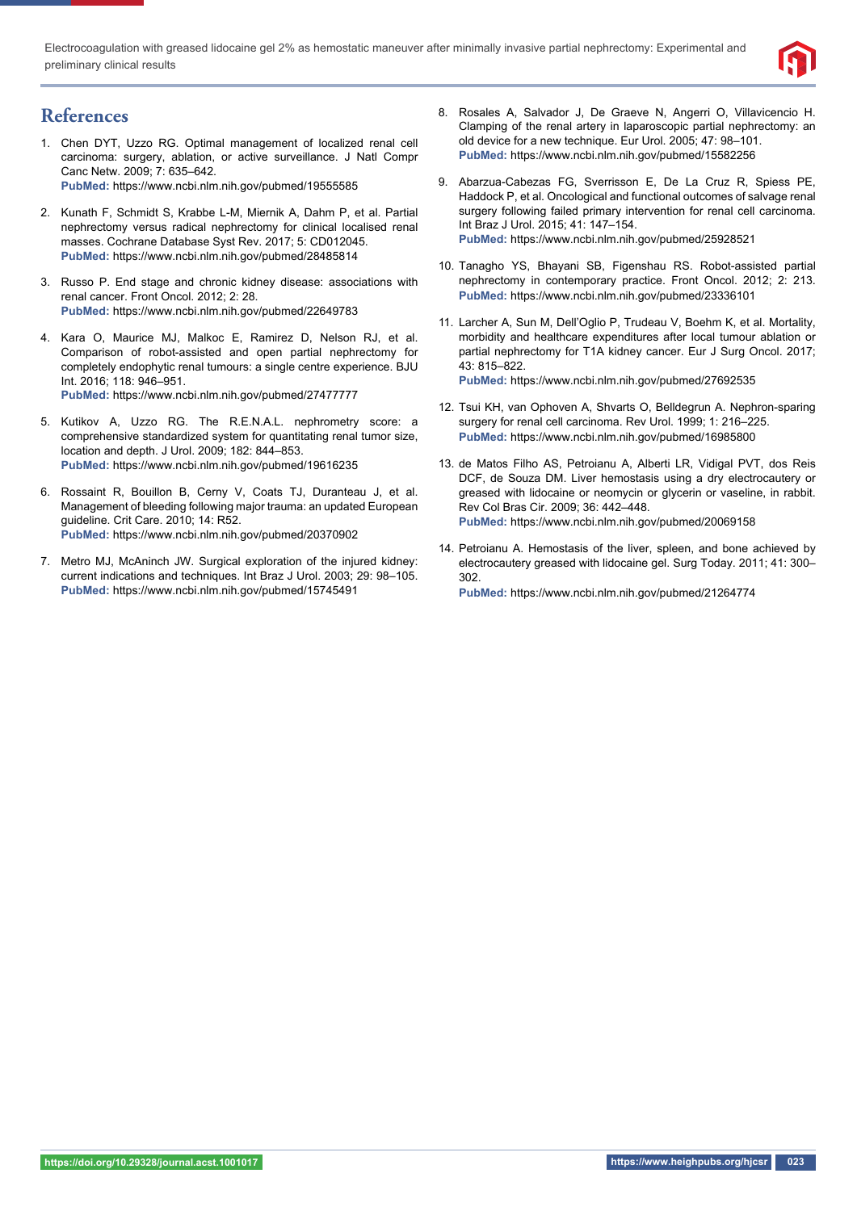## References

1. Chen DYT, Uzzo RG. Optimal management of localized renal cell carcinoma: surgery, ablation, or active surveillance. J Natl Compr Canc Netw. 2009; 7: 635–642.
**PubMed:** https://www.ncbi.nlm.nih.gov/pubmed/19555585

2. Kunath F, Schmidt S, Krabbe L-M, Miernik A, Dahm P, et al. Partial nephrectomy versus radical nephrectomy for clinical localised renal masses. Cochrane Database Syst Rev. 2017; 5: CD012045.
**PubMed:** https://www.ncbi.nlm.nih.gov/pubmed/28485814

3. Russo P. End stage and chronic kidney disease: associations with renal cancer. Front Oncol. 2012; 2: 28.
**PubMed:** https://www.ncbi.nlm.nih.gov/pubmed/22649783

4. Kara O, Maurice MJ, Malkoc E, Ramirez D, Nelson RJ, et al. Comparison of robot-assisted and open partial nephrectomy for completely endophytic renal tumours: a single centre experience. BJU Int. 2016; 118: 946–951.
**PubMed:** https://www.ncbi.nlm.nih.gov/pubmed/27477777

5. Kutikov A, Uzzo RG. The R.E.N.A.L. nephrometry score: a comprehensive standardized system for quantitating renal tumor size, location and depth. J Urol. 2009; 182: 844–853.
**PubMed:** https://www.ncbi.nlm.nih.gov/pubmed/19616235

6. Rossaint R, Bouillon B, Cerny V, Coats TJ, Duranteau J, et al. Management of bleeding following major trauma: an updated European guideline. Crit Care. 2010; 14: R52.
**PubMed:** https://www.ncbi.nlm.nih.gov/pubmed/20370902

7. Metro MJ, McAninch JW. Surgical exploration of the injured kidney: current indications and techniques. Int Braz J Urol. 2003; 29: 98–105.
**PubMed:** https://www.ncbi.nlm.nih.gov/pubmed/15745491

8. Rosales A, Salvador J, De Graeve N, Angerri O, Villavicencio H. Clamping of the renal artery in laparoscopic partial nephrectomy: an old device for a new technique. Eur Urol. 2005; 47: 98–101.
**PubMed:** https://www.ncbi.nlm.nih.gov/pubmed/15582256

9. Abarzua-Cabezas FG, Sverrisson E, De La Cruz R, Spiess PE, Haddock P, et al. Oncological and functional outcomes of salvage renal surgery following failed primary intervention for renal cell carcinoma. Int Braz J Urol. 2015; 41: 147–154.
**PubMed:** https://www.ncbi.nlm.nih.gov/pubmed/25928521

10. Tanagho YS, Bhayani SB, Figenshau RS. Robot-assisted partial nephrectomy in contemporary practice. Front Oncol. 2012; 2: 213.
**PubMed:** https://www.ncbi.nlm.nih.gov/pubmed/23336101

11. Larcher A, Sun M, Dell'Oglio P, Trudeau V, Boehm K, et al. Mortality, morbidity and healthcare expenditures after local tumour ablation or partial nephrectomy for T1A kidney cancer. Eur J Surg Oncol. 2017; 43: 815–822.
**PubMed:** https://www.ncbi.nlm.nih.gov/pubmed/27692535

12. Tsui KH, van Ophoven A, Shvarts O, Belldegrun A. Nephron-sparing surgery for renal cell carcinoma. Rev Urol. 1999; 1: 216–225.
**PubMed:** https://www.ncbi.nlm.nih.gov/pubmed/16985800

13. de Matos Filho AS, Petroianu A, Alberti LR, Vidigal PVT, dos Reis DCF, de Souza DM. Liver hemostasis using a dry electrocautery or greased with lidocaine or neomycin or glycerin or vaseline, in rabbit. Rev Col Bras Cir. 2009; 36: 442–448.
**PubMed:** https://www.ncbi.nlm.nih.gov/pubmed/20069158

14. Petroianu A. Hemostasis of the liver, spleen, and bone achieved by electrocautery greased with lidocaine gel. Surg Today. 2011; 41: 300–302.
**PubMed:** https://www.ncbi.nlm.nih.gov/pubmed/21264774